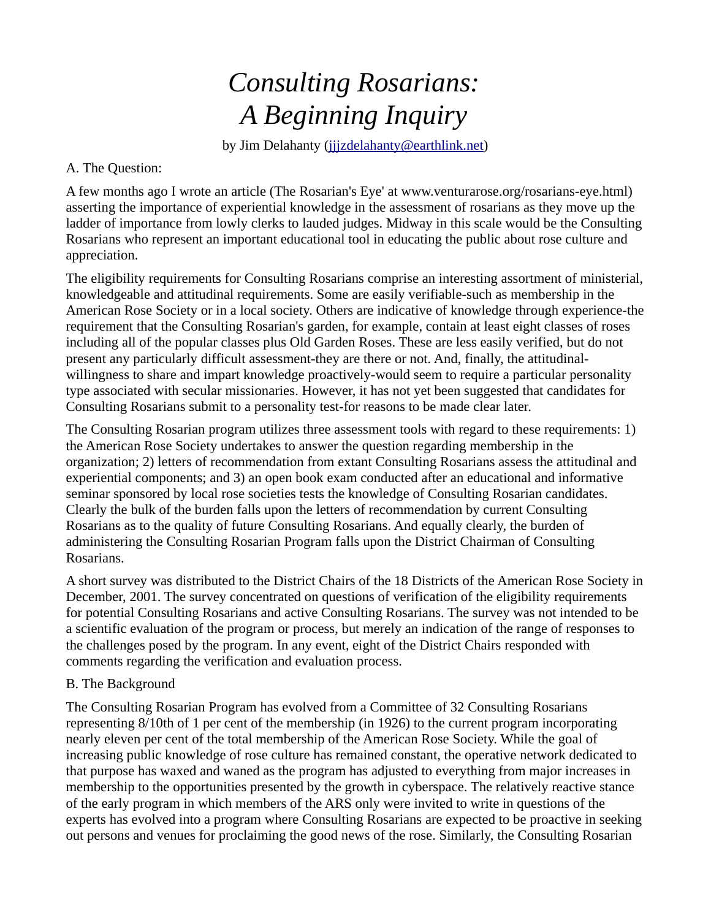# *Consulting Rosarians: A Beginning Inquiry*

by Jim Delahanty (jjjzdelahanty@earthlink.net)

A. The Question:

A few months ago I wrote an article (The Rosarian's Eye' at www.venturarose.org/rosarians-eye.html) asserting the importance of experiential knowledge in the assessment of rosarians as they move up the ladder of importance from lowly clerks to lauded judges. Midway in this scale would be the Consulting Rosarians who represent an important educational tool in educating the public about rose culture and appreciation.

The eligibility requirements for Consulting Rosarians comprise an interesting assortment of ministerial, knowledgeable and attitudinal requirements. Some are easily verifiable-such as membership in the American Rose Society or in a local society. Others are indicative of knowledge through experience-the requirement that the Consulting Rosarian's garden, for example, contain at least eight classes of roses including all of the popular classes plus Old Garden Roses. These are less easily verified, but do not present any particularly difficult assessment-they are there or not. And, finally, the attitudinal-willingness to share and impart knowledge proactively-would seem to require a particular personality type associated with secular missionaries. However, it has not yet been suggested that candidates for Consulting Rosarians submit to a personality test-for reasons to be made clear later.

The Consulting Rosarian program utilizes three assessment tools with regard to these requirements: 1) the American Rose Society undertakes to answer the question regarding membership in the organization; 2) letters of recommendation from extant Consulting Rosarians assess the attitudinal and experiential components; and 3) an open book exam conducted after an educational and informative seminar sponsored by local rose societies tests the knowledge of Consulting Rosarian candidates. Clearly the bulk of the burden falls upon the letters of recommendation by current Consulting Rosarians as to the quality of future Consulting Rosarians. And equally clearly, the burden of administering the Consulting Rosarian Program falls upon the District Chairman of Consulting Rosarians.

A short survey was distributed to the District Chairs of the 18 Districts of the American Rose Society in December, 2001. The survey concentrated on questions of verification of the eligibility requirements for potential Consulting Rosarians and active Consulting Rosarians. The survey was not intended to be a scientific evaluation of the program or process, but merely an indication of the range of responses to the challenges posed by the program. In any event, eight of the District Chairs responded with comments regarding the verification and evaluation process.

B. The Background

The Consulting Rosarian Program has evolved from a Committee of 32 Consulting Rosarians representing 8/10th of 1 per cent of the membership (in 1926) to the current program incorporating nearly eleven per cent of the total membership of the American Rose Society. While the goal of increasing public knowledge of rose culture has remained constant, the operative network dedicated to that purpose has waxed and waned as the program has adjusted to everything from major increases in membership to the opportunities presented by the growth in cyberspace. The relatively reactive stance of the early program in which members of the ARS only were invited to write in questions of the experts has evolved into a program where Consulting Rosarians are expected to be proactive in seeking out persons and venues for proclaiming the good news of the rose. Similarly, the Consulting Rosarian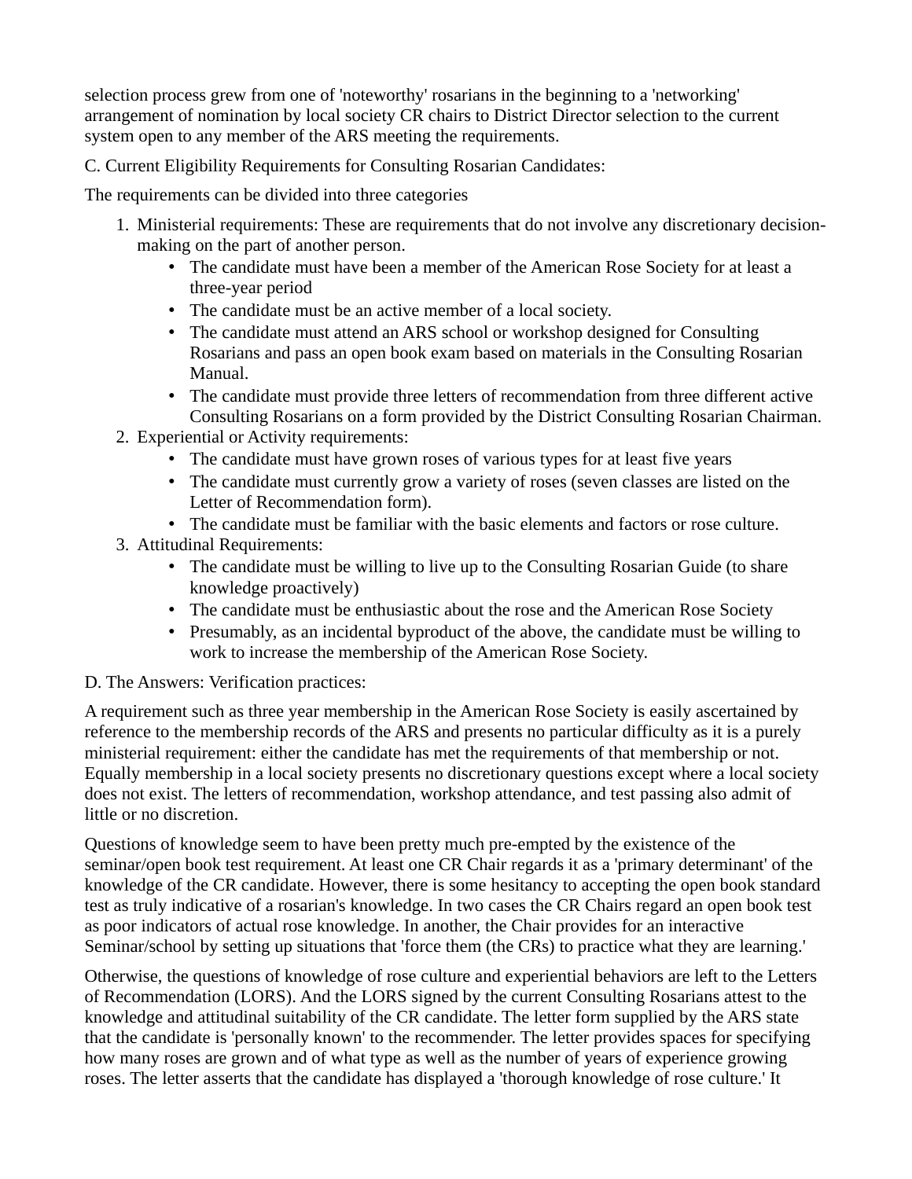selection process grew from one of 'noteworthy' rosarians in the beginning to a 'networking' arrangement of nomination by local society CR chairs to District Director selection to the current system open to any member of the ARS meeting the requirements.

C. Current Eligibility Requirements for Consulting Rosarian Candidates:

The requirements can be divided into three categories

1. Ministerial requirements: These are requirements that do not involve any discretionary decision-making on the part of another person.
   - The candidate must have been a member of the American Rose Society for at least a three-year period
   - The candidate must be an active member of a local society.
   - The candidate must attend an ARS school or workshop designed for Consulting Rosarians and pass an open book exam based on materials in the Consulting Rosarian Manual.
   - The candidate must provide three letters of recommendation from three different active Consulting Rosarians on a form provided by the District Consulting Rosarian Chairman.
2. Experiential or Activity requirements:
   - The candidate must have grown roses of various types for at least five years
   - The candidate must currently grow a variety of roses (seven classes are listed on the Letter of Recommendation form).
   - The candidate must be familiar with the basic elements and factors or rose culture.
3. Attitudinal Requirements:
   - The candidate must be willing to live up to the Consulting Rosarian Guide (to share knowledge proactively)
   - The candidate must be enthusiastic about the rose and the American Rose Society
   - Presumably, as an incidental byproduct of the above, the candidate must be willing to work to increase the membership of the American Rose Society.

D. The Answers: Verification practices:

A requirement such as three year membership in the American Rose Society is easily ascertained by reference to the membership records of the ARS and presents no particular difficulty as it is a purely ministerial requirement: either the candidate has met the requirements of that membership or not. Equally membership in a local society presents no discretionary questions except where a local society does not exist. The letters of recommendation, workshop attendance, and test passing also admit of little or no discretion.

Questions of knowledge seem to have been pretty much pre-empted by the existence of the seminar/open book test requirement. At least one CR Chair regards it as a 'primary determinant' of the knowledge of the CR candidate. However, there is some hesitancy to accepting the open book standard test as truly indicative of a rosarian's knowledge. In two cases the CR Chairs regard an open book test as poor indicators of actual rose knowledge. In another, the Chair provides for an interactive Seminar/school by setting up situations that 'force them (the CRs) to practice what they are learning.'

Otherwise, the questions of knowledge of rose culture and experiential behaviors are left to the Letters of Recommendation (LORS). And the LORS signed by the current Consulting Rosarians attest to the knowledge and attitudinal suitability of the CR candidate. The letter form supplied by the ARS state that the candidate is 'personally known' to the recommender. The letter provides spaces for specifying how many roses are grown and of what type as well as the number of years of experience growing roses. The letter asserts that the candidate has displayed a 'thorough knowledge of rose culture.' It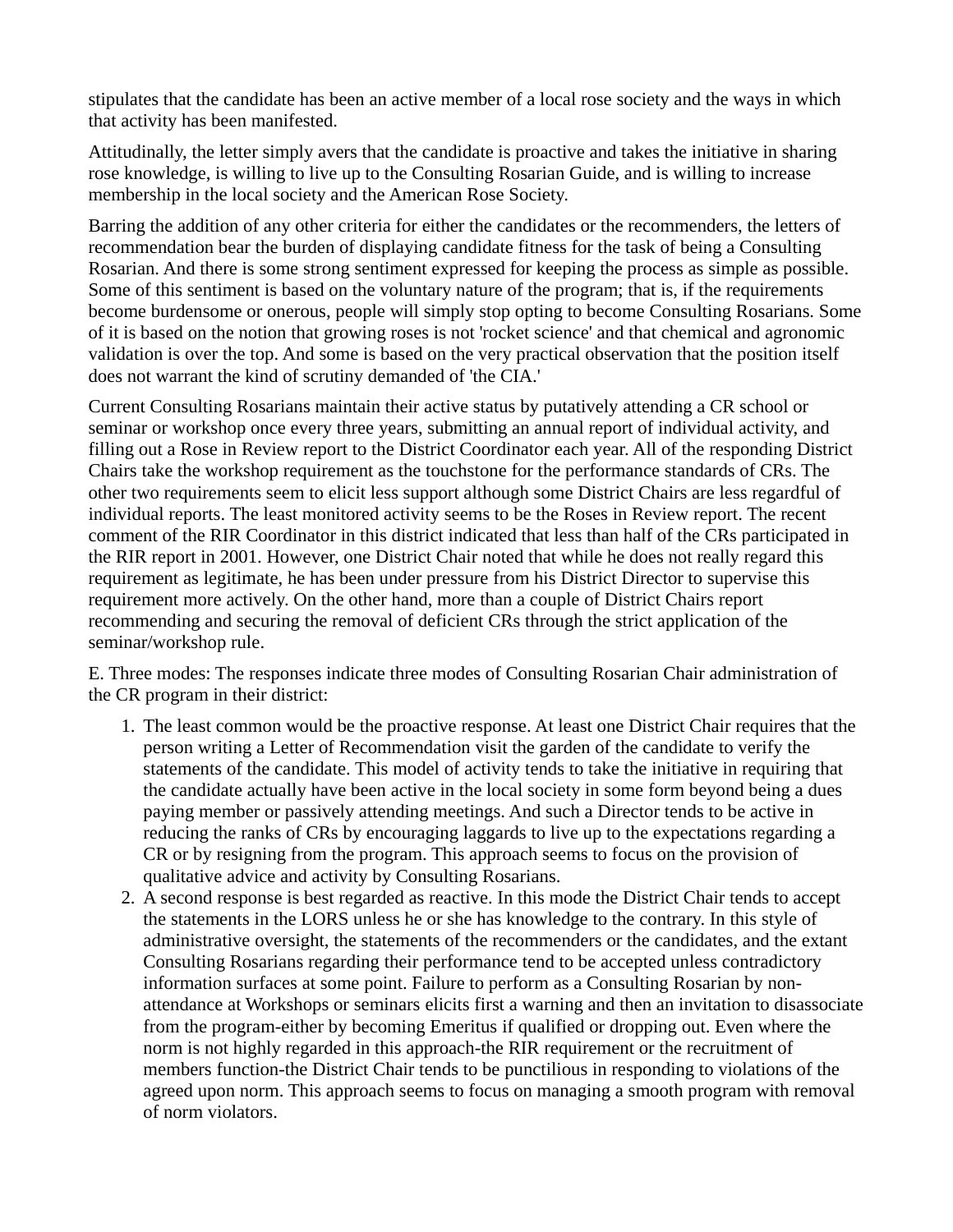stipulates that the candidate has been an active member of a local rose society and the ways in which that activity has been manifested.

Attitudinally, the letter simply avers that the candidate is proactive and takes the initiative in sharing rose knowledge, is willing to live up to the Consulting Rosarian Guide, and is willing to increase membership in the local society and the American Rose Society.

Barring the addition of any other criteria for either the candidates or the recommenders, the letters of recommendation bear the burden of displaying candidate fitness for the task of being a Consulting Rosarian. And there is some strong sentiment expressed for keeping the process as simple as possible. Some of this sentiment is based on the voluntary nature of the program; that is, if the requirements become burdensome or onerous, people will simply stop opting to become Consulting Rosarians. Some of it is based on the notion that growing roses is not 'rocket science' and that chemical and agronomic validation is over the top. And some is based on the very practical observation that the position itself does not warrant the kind of scrutiny demanded of 'the CIA.'

Current Consulting Rosarians maintain their active status by putatively attending a CR school or seminar or workshop once every three years, submitting an annual report of individual activity, and filling out a Rose in Review report to the District Coordinator each year. All of the responding District Chairs take the workshop requirement as the touchstone for the performance standards of CRs. The other two requirements seem to elicit less support although some District Chairs are less regardful of individual reports. The least monitored activity seems to be the Roses in Review report. The recent comment of the RIR Coordinator in this district indicated that less than half of the CRs participated in the RIR report in 2001. However, one District Chair noted that while he does not really regard this requirement as legitimate, he has been under pressure from his District Director to supervise this requirement more actively. On the other hand, more than a couple of District Chairs report recommending and securing the removal of deficient CRs through the strict application of the seminar/workshop rule.

E. Three modes: The responses indicate three modes of Consulting Rosarian Chair administration of the CR program in their district:

1. The least common would be the proactive response. At least one District Chair requires that the person writing a Letter of Recommendation visit the garden of the candidate to verify the statements of the candidate. This model of activity tends to take the initiative in requiring that the candidate actually have been active in the local society in some form beyond being a dues paying member or passively attending meetings. And such a Director tends to be active in reducing the ranks of CRs by encouraging laggards to live up to the expectations regarding a CR or by resigning from the program. This approach seems to focus on the provision of qualitative advice and activity by Consulting Rosarians.
2. A second response is best regarded as reactive. In this mode the District Chair tends to accept the statements in the LORS unless he or she has knowledge to the contrary. In this style of administrative oversight, the statements of the recommenders or the candidates, and the extant Consulting Rosarians regarding their performance tend to be accepted unless contradictory information surfaces at some point. Failure to perform as a Consulting Rosarian by non-attendance at Workshops or seminars elicits first a warning and then an invitation to disassociate from the program-either by becoming Emeritus if qualified or dropping out. Even where the norm is not highly regarded in this approach-the RIR requirement or the recruitment of members function-the District Chair tends to be punctilious in responding to violations of the agreed upon norm. This approach seems to focus on managing a smooth program with removal of norm violators.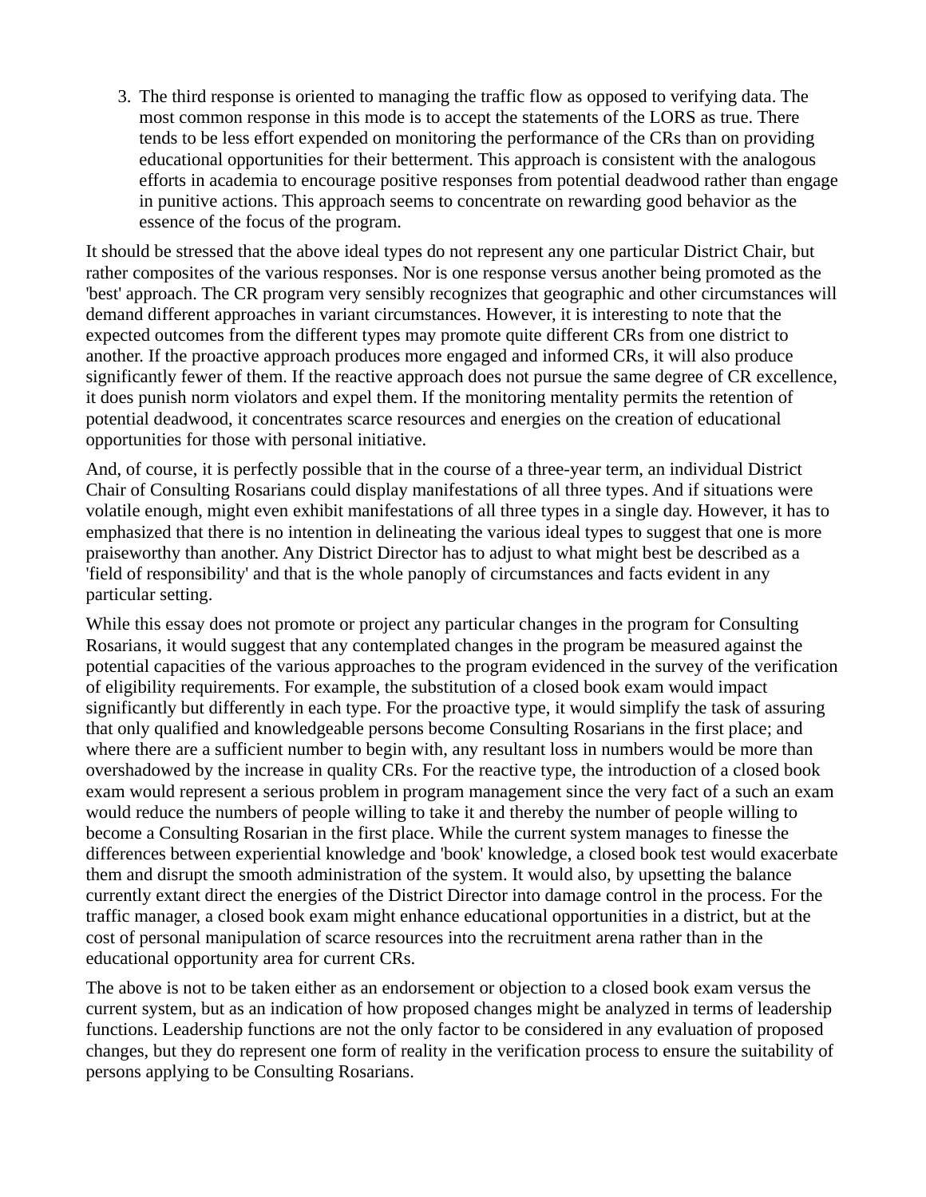3. The third response is oriented to managing the traffic flow as opposed to verifying data. The most common response in this mode is to accept the statements of the LORS as true. There tends to be less effort expended on monitoring the performance of the CRs than on providing educational opportunities for their betterment. This approach is consistent with the analogous efforts in academia to encourage positive responses from potential deadwood rather than engage in punitive actions. This approach seems to concentrate on rewarding good behavior as the essence of the focus of the program.

It should be stressed that the above ideal types do not represent any one particular District Chair, but rather composites of the various responses. Nor is one response versus another being promoted as the 'best' approach. The CR program very sensibly recognizes that geographic and other circumstances will demand different approaches in variant circumstances. However, it is interesting to note that the expected outcomes from the different types may promote quite different CRs from one district to another. If the proactive approach produces more engaged and informed CRs, it will also produce significantly fewer of them. If the reactive approach does not pursue the same degree of CR excellence, it does punish norm violators and expel them. If the monitoring mentality permits the retention of potential deadwood, it concentrates scarce resources and energies on the creation of educational opportunities for those with personal initiative.

And, of course, it is perfectly possible that in the course of a three-year term, an individual District Chair of Consulting Rosarians could display manifestations of all three types. And if situations were volatile enough, might even exhibit manifestations of all three types in a single day. However, it has to emphasized that there is no intention in delineating the various ideal types to suggest that one is more praiseworthy than another. Any District Director has to adjust to what might best be described as a 'field of responsibility' and that is the whole panoply of circumstances and facts evident in any particular setting.

While this essay does not promote or project any particular changes in the program for Consulting Rosarians, it would suggest that any contemplated changes in the program be measured against the potential capacities of the various approaches to the program evidenced in the survey of the verification of eligibility requirements. For example, the substitution of a closed book exam would impact significantly but differently in each type. For the proactive type, it would simplify the task of assuring that only qualified and knowledgeable persons become Consulting Rosarians in the first place; and where there are a sufficient number to begin with, any resultant loss in numbers would be more than overshadowed by the increase in quality CRs. For the reactive type, the introduction of a closed book exam would represent a serious problem in program management since the very fact of a such an exam would reduce the numbers of people willing to take it and thereby the number of people willing to become a Consulting Rosarian in the first place. While the current system manages to finesse the differences between experiential knowledge and 'book' knowledge, a closed book test would exacerbate them and disrupt the smooth administration of the system. It would also, by upsetting the balance currently extant direct the energies of the District Director into damage control in the process. For the traffic manager, a closed book exam might enhance educational opportunities in a district, but at the cost of personal manipulation of scarce resources into the recruitment arena rather than in the educational opportunity area for current CRs.

The above is not to be taken either as an endorsement or objection to a closed book exam versus the current system, but as an indication of how proposed changes might be analyzed in terms of leadership functions. Leadership functions are not the only factor to be considered in any evaluation of proposed changes, but they do represent one form of reality in the verification process to ensure the suitability of persons applying to be Consulting Rosarians.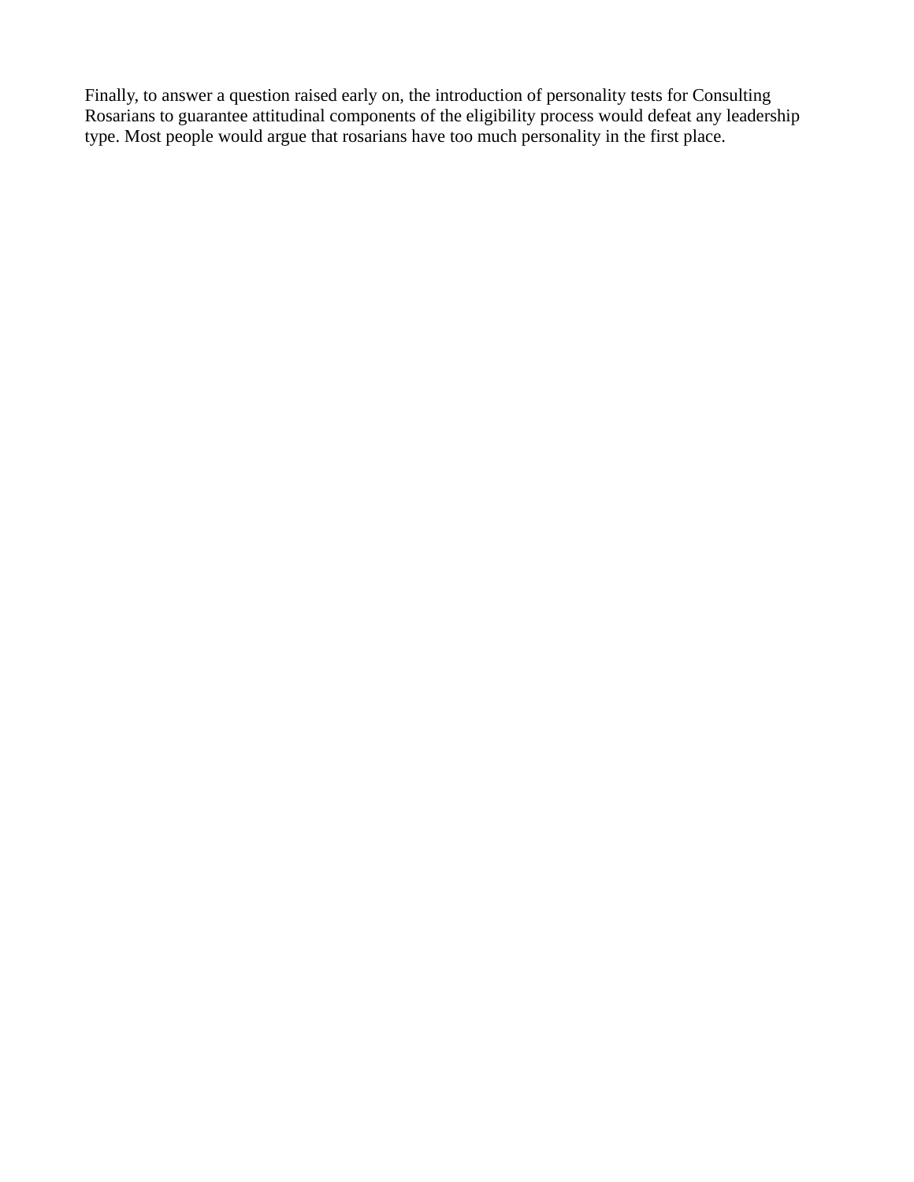Finally, to answer a question raised early on, the introduction of personality tests for Consulting Rosarians to guarantee attitudinal components of the eligibility process would defeat any leadership type. Most people would argue that rosarians have too much personality in the first place.